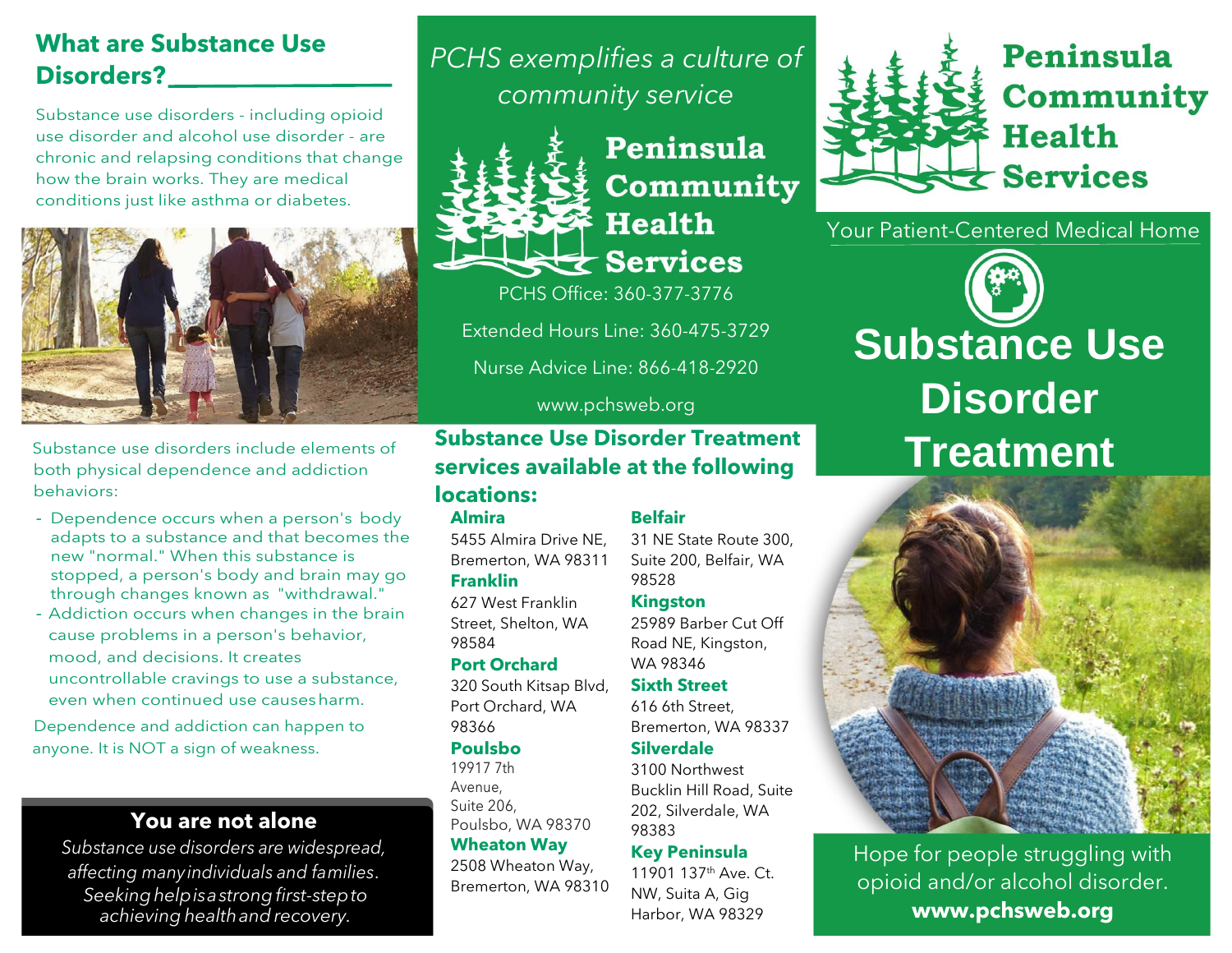## What are Substance Use Disorders?

Substance use disorders - including opioid use disorder and alcohol use disorder - are chronic and relapsing conditions that change how the brain works. They are medical conditions just like asthma or diabetes.

Substance use disorders include elements of both physical dependence and addiction behaviors:

- Dependence occurs when a person's body adapts to a substance and that becomes the new "normal." When this substance is stopped, a person's body and brain may go through changes known as "withdrawal."
- Addiction occurs when changes in the brain cause problems in a person's behavior, mood, and decisions. It creates uncontrollable cravings to use a substance, even when continued use causes harm.

Dependence and addiction can happen to anyone. It is NOT a sign of weakness.

### You are not alone

*Substance use disorders are widespread, affecting many individuals and families. Seeking help is a strong first-step to achieving health and recovery.*

*PCHS exemplifies a culture of community service*

**Peninsula Community Health Services**

PCHS Office: 360-377-3776

Extended Hours Line: 360-475-3729

Nurse Advice Line: 866-418-2920

www.pchsweb.org

### Substance Use Disorder Treatment services available at the following locations:

**Almira**
5455 Almira Drive NE, Bremerton, WA 98311

**Franklin**
627 West Franklin Street, Shelton, WA 98584

**Port Orchard**
320 South Kitsap Blvd, Port Orchard, WA 98366

**Poulsbo**
19917 7th Avenue, Suite 206, Poulsbo, WA 98370

**Wheaton Way**
2508 Wheaton Way, Bremerton, WA 98310

**Belfair**
31 NE State Route 300, Suite 200, Belfair, WA 98528

**Kingston**
25989 Barber Cut Off Road NE, Kingston, WA 98346

**Sixth Street**
616 6th Street, Bremerton, WA 98337

**Silverdale**
3100 Northwest Bucklin Hill Road, Suite 202, Silverdale, WA 98383

**Key Peninsula**
11901 137th Ave. Ct. NW, Suita A, Gig Harbor, WA 98329

# Peninsula Community Health Services

Your Patient-Centered Medical Home

# Substance Use Disorder Treatment

Hope for people struggling with opioid and/or alcohol disorder.

**www.pchsweb.org**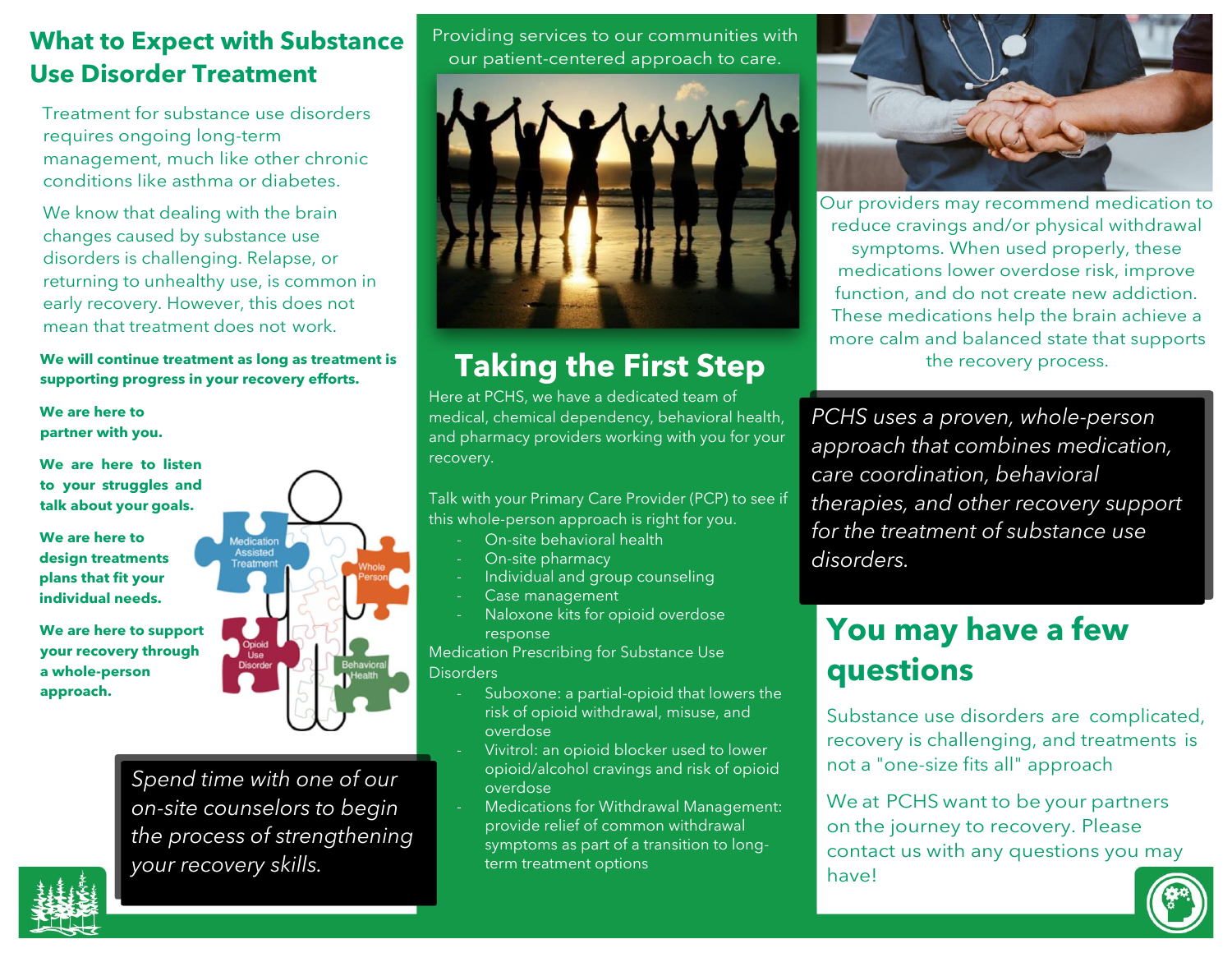## What to Expect with Substance Use Disorder Treatment

Treatment for substance use disorders requires ongoing long-term management, much like other chronic conditions like asthma or diabetes.

We know that dealing with the brain changes caused by substance use disorders is challenging. Relapse, or returning to unhealthy use, is common in early recovery. However, this does not mean that treatment does not work.

**We will continue treatment as long as treatment is supporting progress in your recovery efforts.**

**We are here to partner with you.**

**We are here to listen to your struggles and talk about your goals.**

**We are here to design treatments plans that fit your individual needs.**

**We are here to support your recovery through a whole-person approach.**

Medication Assisted Treatment

Whole Person

Opioid Use Disorder

Behavioral Health

*Spend time with one of our on-site counselors to begin the process of strengthening your recovery skills.*

Providing services to our communities with our patient-centered approach to care.

## Taking the First Step

Here at PCHS, we have a dedicated team of medical, chemical dependency, behavioral health, and pharmacy providers working with you for your recovery.

Talk with your Primary Care Provider (PCP) to see if this whole-person approach is right for you.

- On-site behavioral health
- On-site pharmacy
- Individual and group counseling
- Case management
- Naloxone kits for opioid overdose response

Medication Prescribing for Substance Use Disorders

- Suboxone: a partial-opioid that lowers the risk of opioid withdrawal, misuse, and overdose
- Vivitrol: an opioid blocker used to lower opioid/alcohol cravings and risk of opioid overdose
- Medications for Withdrawal Management: provide relief of common withdrawal symptoms as part of a transition to long-term treatment options

Our providers may recommend medication to reduce cravings and/or physical withdrawal symptoms. When used properly, these medications lower overdose risk, improve function, and do not create new addiction. These medications help the brain achieve a more calm and balanced state that supports the recovery process.

*PCHS uses a proven, whole-person approach that combines medication, care coordination, behavioral therapies, and other recovery support for the treatment of substance use disorders.*

## You may have a few questions

Substance use disorders are complicated, recovery is challenging, and treatments is not a "one-size fits all" approach

We at PCHS want to be your partners on the journey to recovery. Please contact us with any questions you may have!